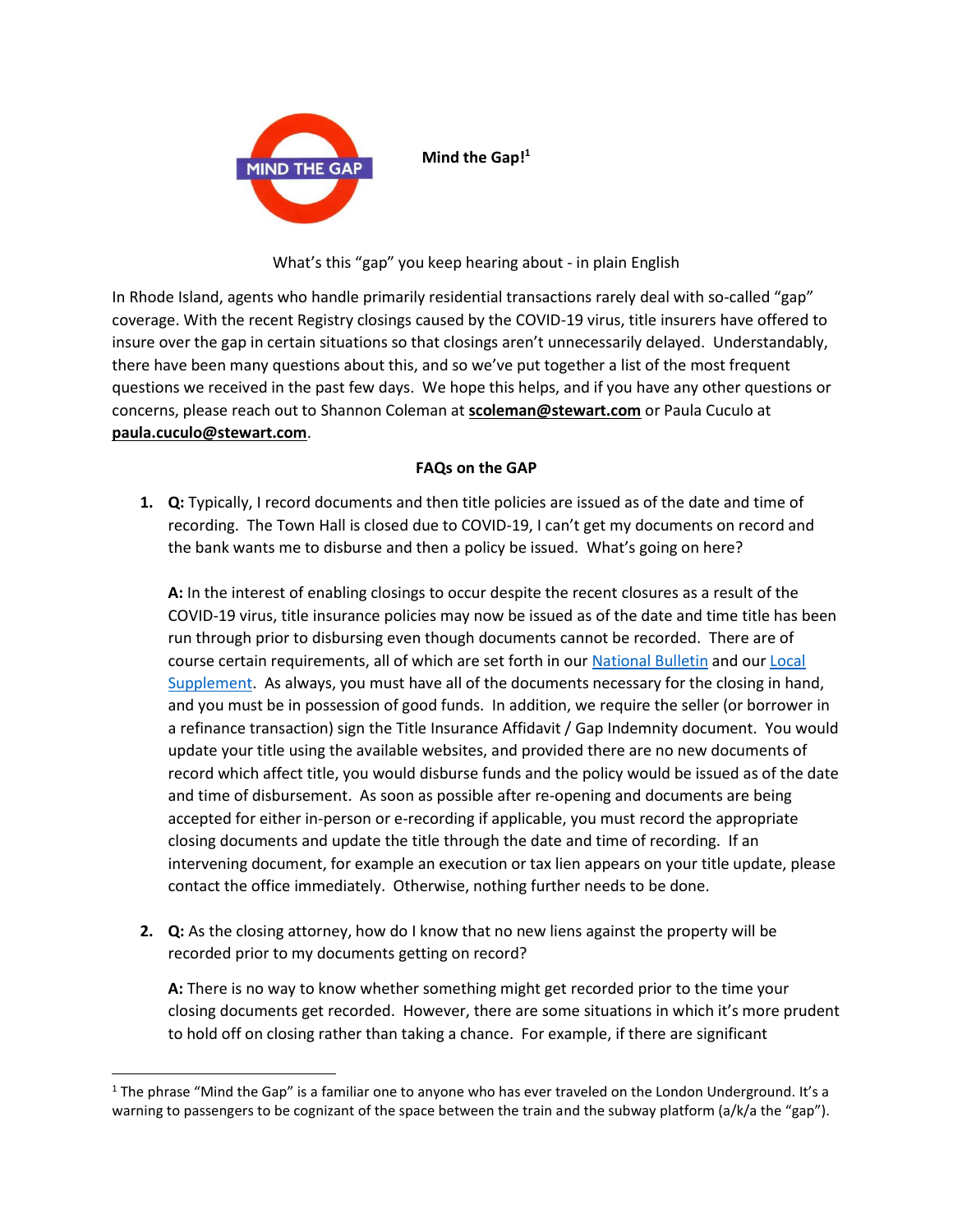**Mind the Gap![1]**

What's this "gap" you keep hearing about - in plain English

In Rhode Island, agents who handle primarily residential transactions rarely deal with so-called "gap" coverage. With the recent Registry closings caused by the COVID-19 virus, title insurers have offered to insure over the gap in certain situations so that closings aren't unnecessarily delayed. Understandably, there have been many questions about this, and so we've put together a list of the most frequent questions we received in the past few days. We hope this helps, and if you have any other questions or concerns, please reach out to Shannon Coleman at **scoleman@stewart.com** or Paula Cuculo at **paula.cuculo@stewart.com**.

**FAQs on the GAP**

1. **Q:** Typically, I record documents and then title policies are issued as of the date and time of recording. The Town Hall is closed due to COVID-19, I can't get my documents on record and the bank wants me to disburse and then a policy be issued. What's going on here?

   **A:** In the interest of enabling closings to occur despite the recent closures as a result of the COVID-19 virus, title insurance policies may now be issued as of the date and time title has been run through prior to disbursing even though documents cannot be recorded. There are of course certain requirements, all of which are set forth in our National Bulletin and our Local Supplement. As always, you must have all of the documents necessary for the closing in hand, and you must be in possession of good funds. In addition, we require the seller (or borrower in a refinance transaction) sign the Title Insurance Affidavit / Gap Indemnity document. You would update your title using the available websites, and provided there are no new documents of record which affect title, you would disburse funds and the policy would be issued as of the date and time of disbursement. As soon as possible after re-opening and documents are being accepted for either in-person or e-recording if applicable, you must record the appropriate closing documents and update the title through the date and time of recording. If an intervening document, for example an execution or tax lien appears on your title update, please contact the office immediately. Otherwise, nothing further needs to be done.

2. **Q:** As the closing attorney, how do I know that no new liens against the property will be recorded prior to my documents getting on record?

   **A:** There is no way to know whether something might get recorded prior to the time your closing documents get recorded. However, there are some situations in which it's more prudent to hold off on closing rather than taking a chance. For example, if there are significant

[1] The phrase "Mind the Gap" is a familiar one to anyone who has ever traveled on the London Underground. It's a warning to passengers to be cognizant of the space between the train and the subway platform (a/k/a the "gap").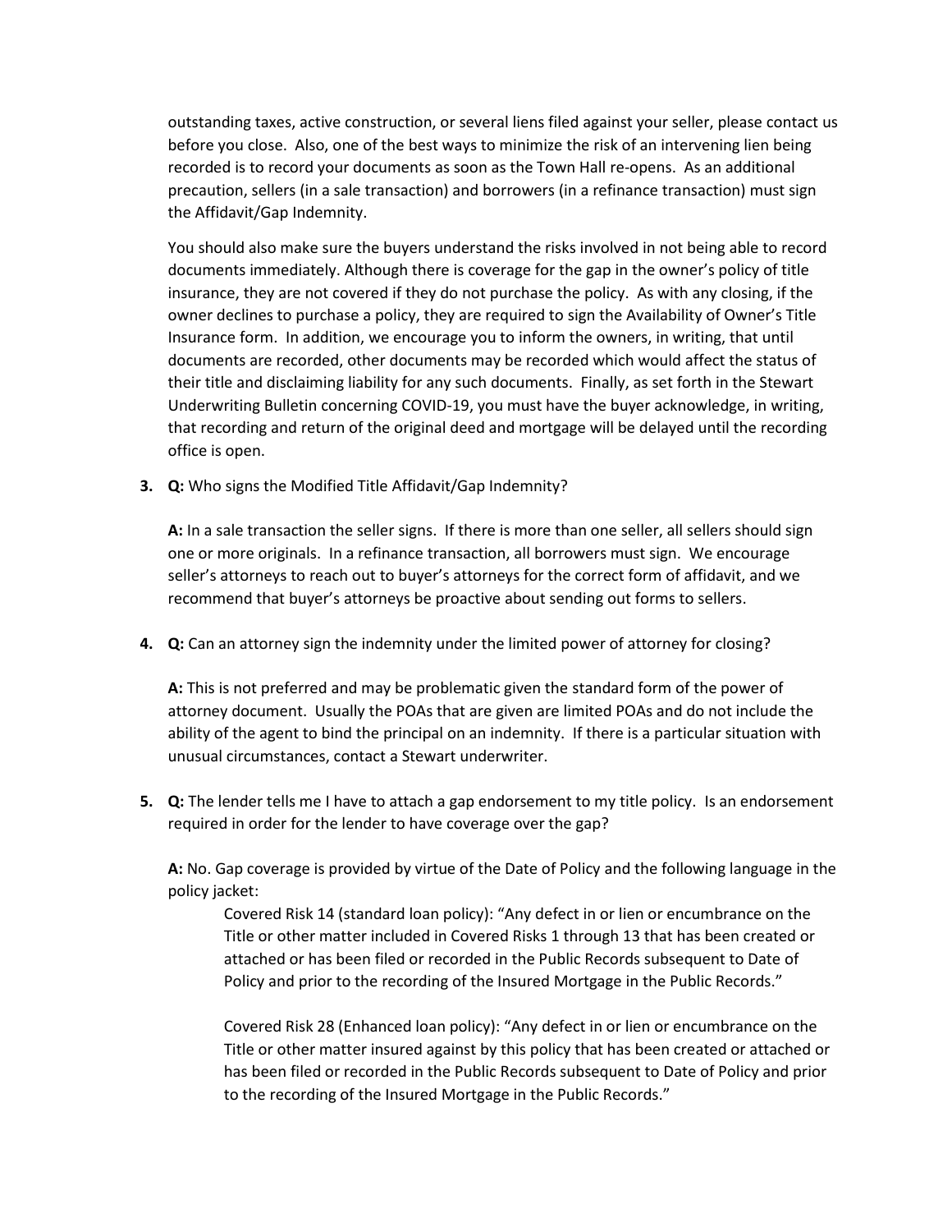outstanding taxes, active construction, or several liens filed against your seller, please contact us before you close. Also, one of the best ways to minimize the risk of an intervening lien being recorded is to record your documents as soon as the Town Hall re-opens. As an additional precaution, sellers (in a sale transaction) and borrowers (in a refinance transaction) must sign the Affidavit/Gap Indemnity.

You should also make sure the buyers understand the risks involved in not being able to record documents immediately. Although there is coverage for the gap in the owner's policy of title insurance, they are not covered if they do not purchase the policy. As with any closing, if the owner declines to purchase a policy, they are required to sign the Availability of Owner's Title Insurance form. In addition, we encourage you to inform the owners, in writing, that until documents are recorded, other documents may be recorded which would affect the status of their title and disclaiming liability for any such documents. Finally, as set forth in the Stewart Underwriting Bulletin concerning COVID-19, you must have the buyer acknowledge, in writing, that recording and return of the original deed and mortgage will be delayed until the recording office is open.

3. **Q:** Who signs the Modified Title Affidavit/Gap Indemnity?

   **A:** In a sale transaction the seller signs. If there is more than one seller, all sellers should sign one or more originals. In a refinance transaction, all borrowers must sign. We encourage seller's attorneys to reach out to buyer's attorneys for the correct form of affidavit, and we recommend that buyer's attorneys be proactive about sending out forms to sellers.

4. **Q:** Can an attorney sign the indemnity under the limited power of attorney for closing?

   **A:** This is not preferred and may be problematic given the standard form of the power of attorney document. Usually the POAs that are given are limited POAs and do not include the ability of the agent to bind the principal on an indemnity. If there is a particular situation with unusual circumstances, contact a Stewart underwriter.

5. **Q:** The lender tells me I have to attach a gap endorsement to my title policy. Is an endorsement required in order for the lender to have coverage over the gap?

   **A:** No. Gap coverage is provided by virtue of the Date of Policy and the following language in the policy jacket:

   > Covered Risk 14 (standard loan policy): "Any defect in or lien or encumbrance on the Title or other matter included in Covered Risks 1 through 13 that has been created or attached or has been filed or recorded in the Public Records subsequent to Date of Policy and prior to the recording of the Insured Mortgage in the Public Records."
   >
   > Covered Risk 28 (Enhanced loan policy): "Any defect in or lien or encumbrance on the Title or other matter insured against by this policy that has been created or attached or has been filed or recorded in the Public Records subsequent to Date of Policy and prior to the recording of the Insured Mortgage in the Public Records."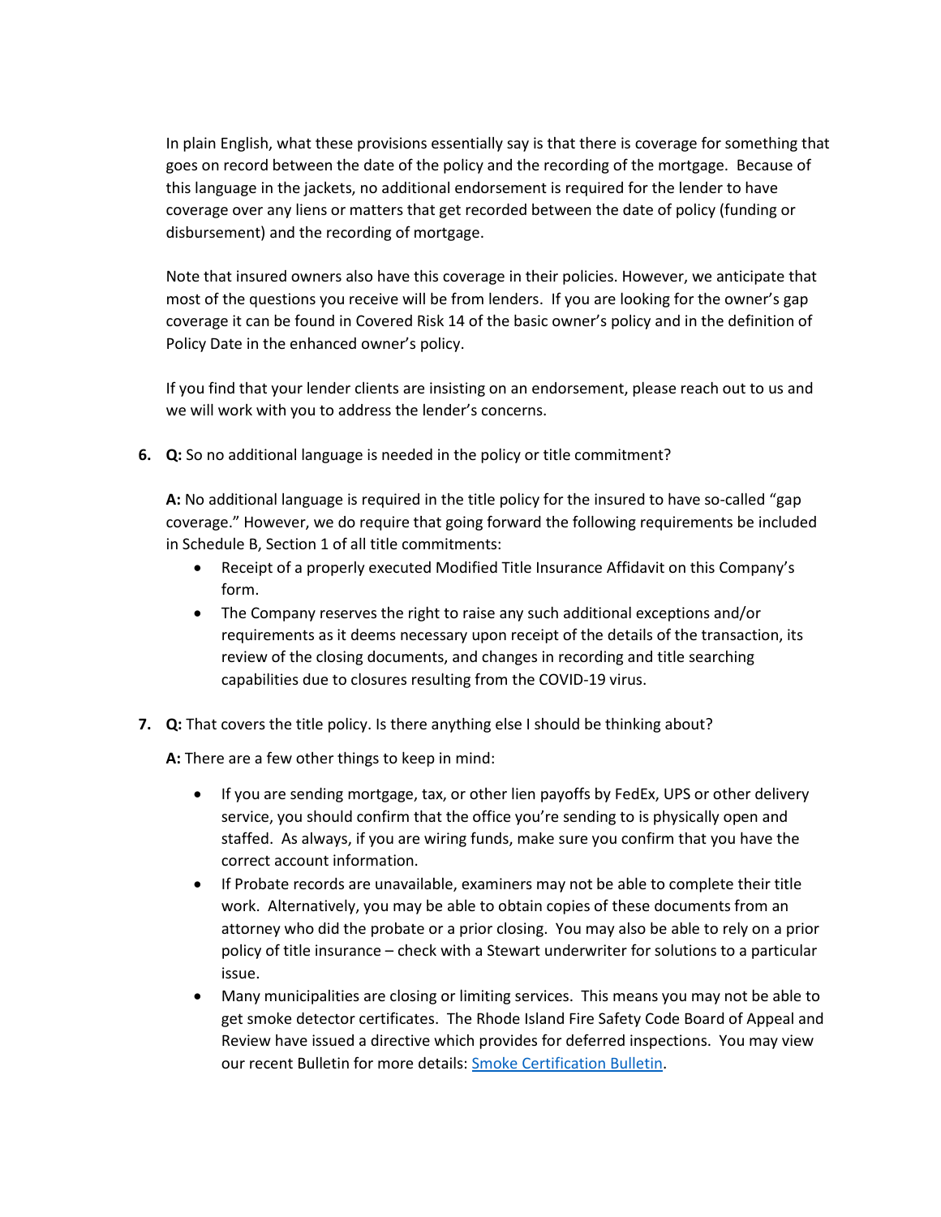In plain English, what these provisions essentially say is that there is coverage for something that goes on record between the date of the policy and the recording of the mortgage. Because of this language in the jackets, no additional endorsement is required for the lender to have coverage over any liens or matters that get recorded between the date of policy (funding or disbursement) and the recording of mortgage.

Note that insured owners also have this coverage in their policies. However, we anticipate that most of the questions you receive will be from lenders. If you are looking for the owner's gap coverage it can be found in Covered Risk 14 of the basic owner's policy and in the definition of Policy Date in the enhanced owner's policy.

If you find that your lender clients are insisting on an endorsement, please reach out to us and we will work with you to address the lender's concerns.

6. **Q:** So no additional language is needed in the policy or title commitment?

   **A:** No additional language is required in the title policy for the insured to have so-called "gap coverage." However, we do require that going forward the following requirements be included in Schedule B, Section 1 of all title commitments:

   - Receipt of a properly executed Modified Title Insurance Affidavit on this Company's form.
   - The Company reserves the right to raise any such additional exceptions and/or requirements as it deems necessary upon receipt of the details of the transaction, its review of the closing documents, and changes in recording and title searching capabilities due to closures resulting from the COVID-19 virus.

7. **Q:** That covers the title policy. Is there anything else I should be thinking about?

   **A:** There are a few other things to keep in mind:

   - If you are sending mortgage, tax, or other lien payoffs by FedEx, UPS or other delivery service, you should confirm that the office you're sending to is physically open and staffed. As always, if you are wiring funds, make sure you confirm that you have the correct account information.
   - If Probate records are unavailable, examiners may not be able to complete their title work. Alternatively, you may be able to obtain copies of these documents from an attorney who did the probate or a prior closing. You may also be able to rely on a prior policy of title insurance – check with a Stewart underwriter for solutions to a particular issue.
   - Many municipalities are closing or limiting services. This means you may not be able to get smoke detector certificates. The Rhode Island Fire Safety Code Board of Appeal and Review have issued a directive which provides for deferred inspections. You may view our recent Bulletin for more details: Smoke Certification Bulletin.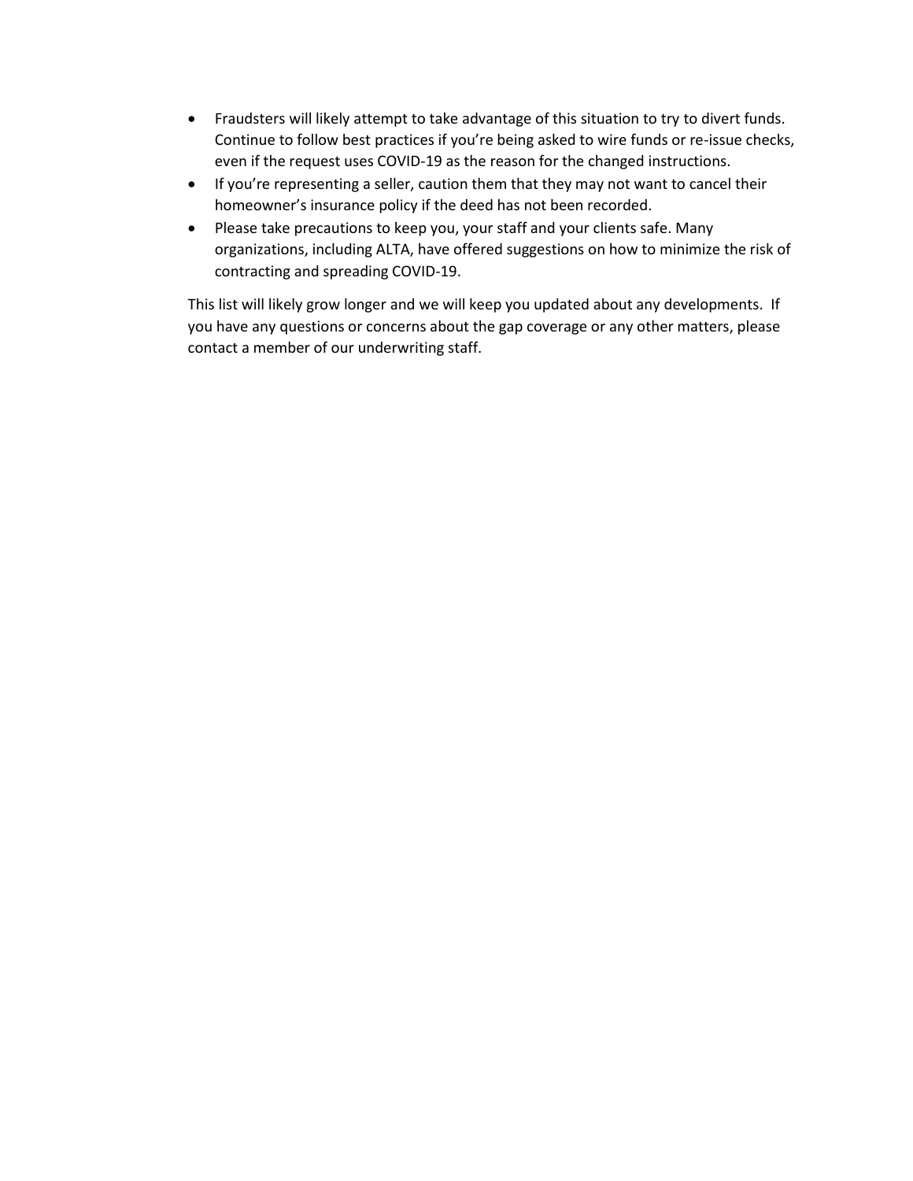- Fraudsters will likely attempt to take advantage of this situation to try to divert funds. Continue to follow best practices if you're being asked to wire funds or re-issue checks, even if the request uses COVID-19 as the reason for the changed instructions.
- If you're representing a seller, caution them that they may not want to cancel their homeowner's insurance policy if the deed has not been recorded.
- Please take precautions to keep you, your staff and your clients safe. Many organizations, including ALTA, have offered suggestions on how to minimize the risk of contracting and spreading COVID-19.

This list will likely grow longer and we will keep you updated about any developments. If you have any questions or concerns about the gap coverage or any other matters, please contact a member of our underwriting staff.